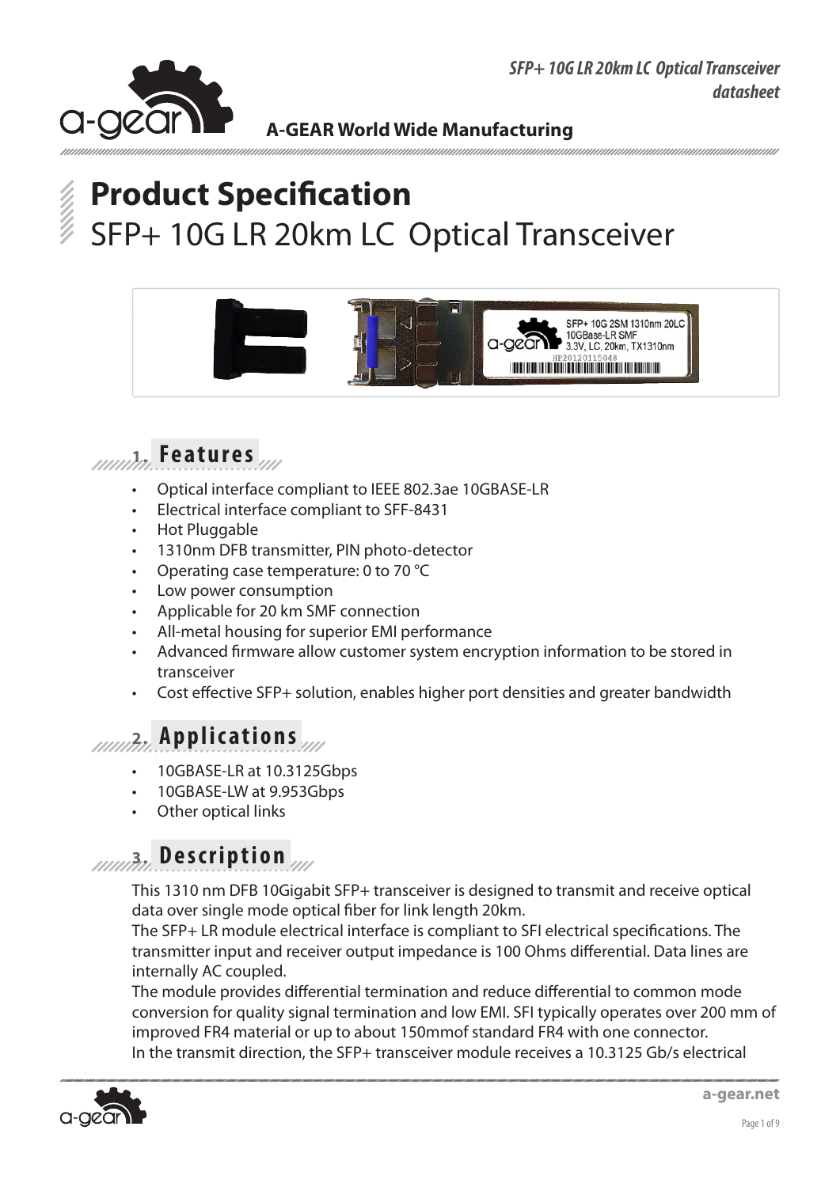# Product Specification

SFP+ 10G LR 20km LC Optical Transceiver

## 1. Features

- Optical interface compliant to IEEE 802.3ae 10GBASE-LR
- Electrical interface compliant to SFF-8431
- Hot Pluggable
- 1310nm DFB transmitter, PIN photo-detector
- Operating case temperature: 0 to 70 °C
- Low power consumption
- Applicable for 20 km SMF connection
- All-metal housing for superior EMI performance
- Advanced firmware allow customer system encryption information to be stored in transceiver
- Cost effective SFP+ solution, enables higher port densities and greater bandwidth

## 2. Applications

- 10GBASE-LR at 10.3125Gbps
- 10GBASE-LW at 9.953Gbps
- Other optical links

## 3. Description

This 1310 nm DFB 10Gigabit SFP+ transceiver is designed to transmit and receive optical data over single mode optical fiber for link length 20km.
The SFP+ LR module electrical interface is compliant to SFI electrical specifications. The transmitter input and receiver output impedance is 100 Ohms differential. Data lines are internally AC coupled.
The module provides differential termination and reduce differential to common mode conversion for quality signal termination and low EMI. SFI typically operates over 200 mm of improved FR4 material or up to about 150mmof standard FR4 with one connector.
In the transmit direction, the SFP+ transceiver module receives a 10.3125 Gb/s electrical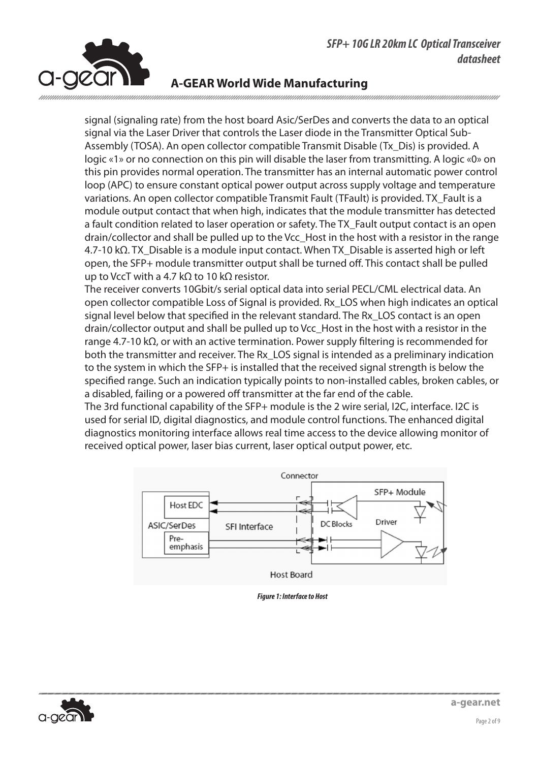signal (signaling rate) from the host board Asic/SerDes and converts the data to an optical signal via the Laser Driver that controls the Laser diode in the Transmitter Optical Sub-Assembly (TOSA). An open collector compatible Transmit Disable (Tx_Dis) is provided. A logic «1» or no connection on this pin will disable the laser from transmitting. A logic «0» on this pin provides normal operation. The transmitter has an internal automatic power control loop (APC) to ensure constant optical power output across supply voltage and temperature variations. An open collector compatible Transmit Fault (TFault) is provided. TX_Fault is a module output contact that when high, indicates that the module transmitter has detected a fault condition related to laser operation or safety. The TX_Fault output contact is an open drain/collector and shall be pulled up to the Vcc_Host in the host with a resistor in the range 4.7-10 kΩ. TX_Disable is a module input contact. When TX_Disable is asserted high or left open, the SFP+ module transmitter output shall be turned off. This contact shall be pulled up to VccT with a 4.7 kΩ to 10 kΩ resistor.

The receiver converts 10Gbit/s serial optical data into serial PECL/CML electrical data. An open collector compatible Loss of Signal is provided. Rx_LOS when high indicates an optical signal level below that specified in the relevant standard. The Rx_LOS contact is an open drain/collector output and shall be pulled up to Vcc_Host in the host with a resistor in the range 4.7-10 kΩ, or with an active termination. Power supply filtering is recommended for both the transmitter and receiver. The Rx_LOS signal is intended as a preliminary indication to the system in which the SFP+ is installed that the received signal strength is below the specified range. Such an indication typically points to non-installed cables, broken cables, or a disabled, failing or a powered off transmitter at the far end of the cable.

The 3rd functional capability of the SFP+ module is the 2 wire serial, I2C, interface. I2C is used for serial ID, digital diagnostics, and module control functions. The enhanced digital diagnostics monitoring interface allows real time access to the device allowing monitor of received optical power, laser bias current, laser optical output power, etc.

*Figure 1: Interface to Host*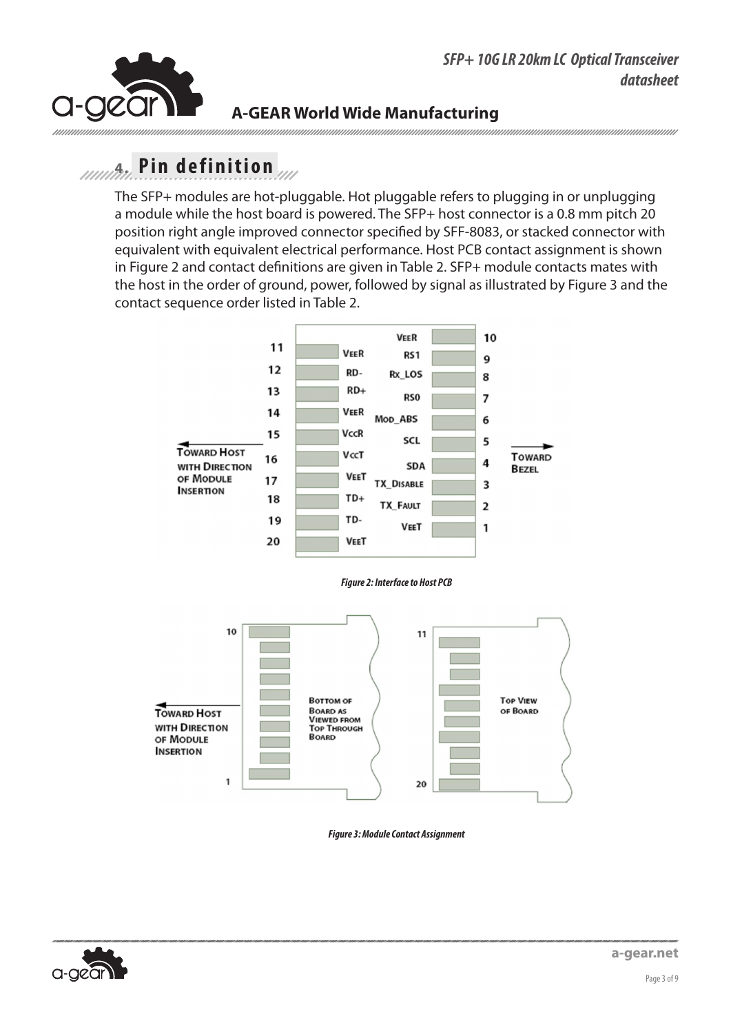## 4. Pin definition

The SFP+ modules are hot-pluggable. Hot pluggable refers to plugging in or unplugging a module while the host board is powered. The SFP+ host connector is a 0.8 mm pitch 20 position right angle improved connector specified by SFF-8083, or stacked connector with equivalent with equivalent electrical performance. Host PCB contact assignment is shown in Figure 2 and contact definitions are given in Table 2. SFP+ module contacts mates with the host in the order of ground, power, followed by signal as illustrated by Figure 3 and the contact sequence order listed in Table 2.

*Figure 2: Interface to Host PCB*

*Figure 3: Module Contact Assignment*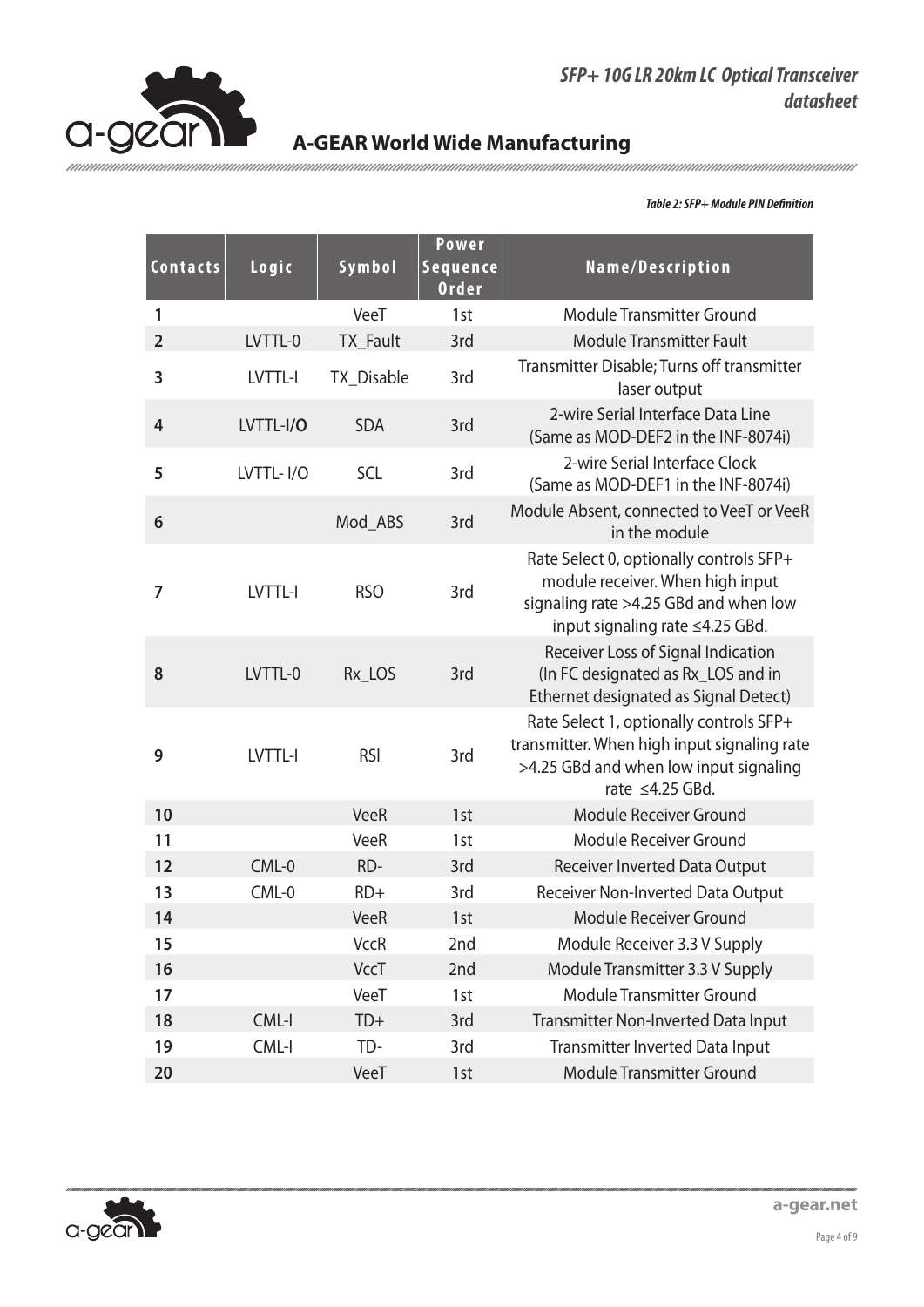*Table 2: SFP+ Module PIN Definition*

| Contacts | Logic | Symbol | Power Sequence Order | Name/Description |
|---|---|---|---|---|
| 1 | | VeeT | 1st | Module Transmitter Ground |
| 2 | LVTTL-0 | TX_Fault | 3rd | Module Transmitter Fault |
| 3 | LVTTL-I | TX_Disable | 3rd | Transmitter Disable; Turns off transmitter laser output |
| 4 | LVTTL-I/O | SDA | 3rd | 2-wire Serial Interface Data Line (Same as MOD-DEF2 in the INF-8074i) |
| 5 | LVTTL- I/O | SCL | 3rd | 2-wire Serial Interface Clock (Same as MOD-DEF1 in the INF-8074i) |
| 6 | | Mod_ABS | 3rd | Module Absent, connected to VeeT or VeeR in the module |
| 7 | LVTTL-I | RSO | 3rd | Rate Select 0, optionally controls SFP+ module receiver. When high input signaling rate >4.25 GBd and when low input signaling rate ≤4.25 GBd. |
| 8 | LVTTL-0 | Rx_LOS | 3rd | Receiver Loss of Signal Indication (In FC designated as Rx_LOS and in Ethernet designated as Signal Detect) |
| 9 | LVTTL-I | RSI | 3rd | Rate Select 1, optionally controls SFP+ transmitter. When high input signaling rate >4.25 GBd and when low input signaling rate ≤4.25 GBd. |
| 10 | | VeeR | 1st | Module Receiver Ground |
| 11 | | VeeR | 1st | Module Receiver Ground |
| 12 | CML-0 | RD- | 3rd | Receiver Inverted Data Output |
| 13 | CML-0 | RD+ | 3rd | Receiver Non-Inverted Data Output |
| 14 | | VeeR | 1st | Module Receiver Ground |
| 15 | | VccR | 2nd | Module Receiver 3.3 V Supply |
| 16 | | VccT | 2nd | Module Transmitter 3.3 V Supply |
| 17 | | VeeT | 1st | Module Transmitter Ground |
| 18 | CML-I | TD+ | 3rd | Transmitter Non-Inverted Data Input |
| 19 | CML-I | TD- | 3rd | Transmitter Inverted Data Input |
| 20 | | VeeT | 1st | Module Transmitter Ground |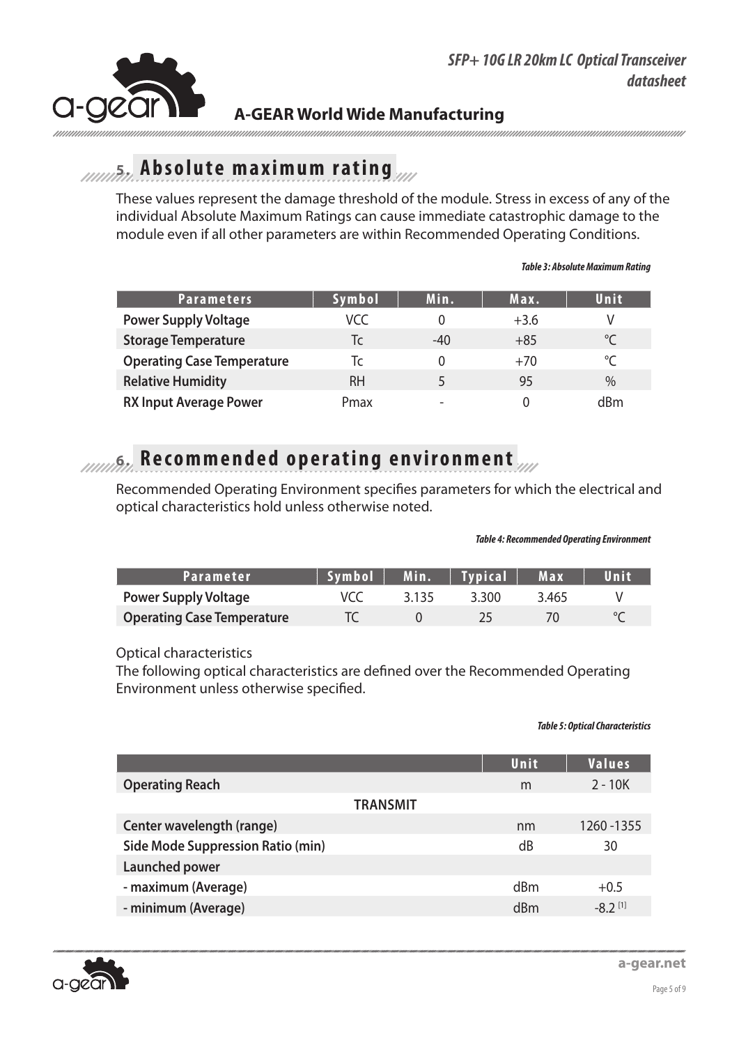## 5. Absolute maximum rating

These values represent the damage threshold of the module. Stress in excess of any of the individual Absolute Maximum Ratings can cause immediate catastrophic damage to the module even if all other parameters are within Recommended Operating Conditions.

*Table 3: Absolute Maximum Rating*

| Parameters | Symbol | Min. | Max. | Unit |
|---|---|---|---|---|
| **Power Supply Voltage** | VCC | 0 | +3.6 | V |
| **Storage Temperature** | Tc | -40 | +85 | ℃ |
| **Operating Case Temperature** | Tc | 0 | +70 | ℃ |
| **Relative Humidity** | RH | 5 | 95 | % |
| **RX Input Average Power** | Pmax | - | 0 | dBm |

## 6. Recommended operating environment

Recommended Operating Environment specifies parameters for which the electrical and optical characteristics hold unless otherwise noted.

*Table 4: Recommended Operating Environment*

| Parameter | Symbol | Min. | Typical | Max | Unit |
|---|---|---|---|---|---|
| **Power Supply Voltage** | VCC | 3.135 | 3.300 | 3.465 | V |
| **Operating Case Temperature** | TC | 0 | 25 | 70 | ℃ |

Optical characteristics

The following optical characteristics are defined over the Recommended Operating Environment unless otherwise specified.

*Table 5: Optical Characteristics*

| | Unit | Values |
|---|---|---|
| **Operating Reach** | m | 2 - 10K |
| **TRANSMIT** | | |
| **Center wavelength (range)** | nm | 1260 -1355 |
| **Side Mode Suppression Ratio (min)** | dB | 30 |
| **Launched power** | | |
| **- maximum (Average)** | dBm | +0.5 |
| **- minimum (Average)** | dBm | -8.2 [1] |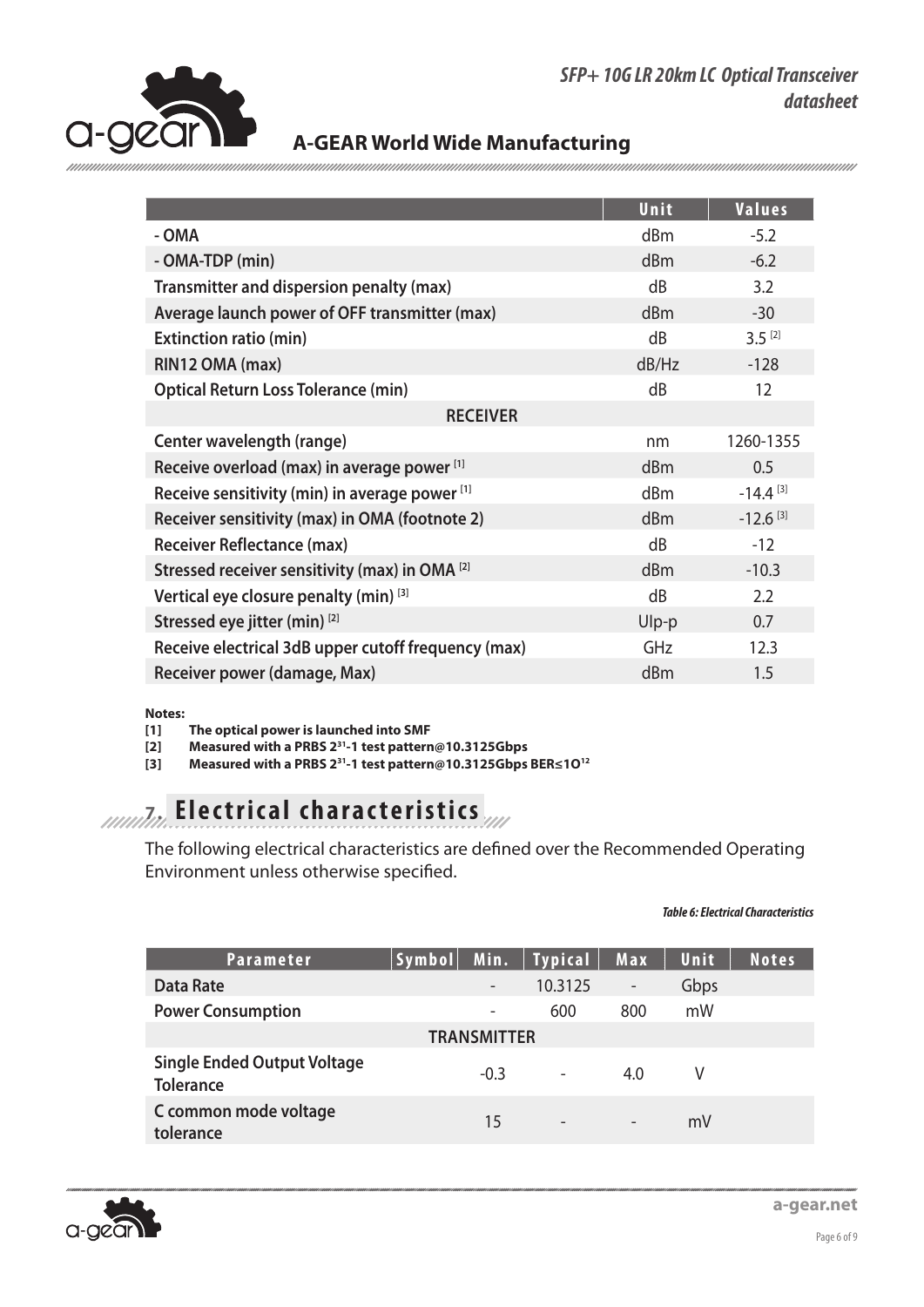|  | Unit | Values |
|---|---|---|
| - OMA | dBm | -5.2 |
| - OMA-TDP (min) | dBm | -6.2 |
| Transmitter and dispersion penalty (max) | dB | 3.2 |
| Average launch power of OFF transmitter (max) | dBm | -30 |
| Extinction ratio (min) | dB | 3.5 [2] |
| RIN12 OMA (max) | dB/Hz | -128 |
| Optical Return Loss Tolerance (min) | dB | 12 |
| RECEIVER | | |
| Center wavelength (range) | nm | 1260-1355 |
| Receive overload (max) in average power [1] | dBm | 0.5 |
| Receive sensitivity (min) in average power [1] | dBm | -14.4 [3] |
| Receiver sensitivity (max) in OMA (footnote 2) | dBm | -12.6 [3] |
| Receiver Reflectance (max) | dB | -12 |
| Stressed receiver sensitivity (max) in OMA [2] | dBm | -10.3 |
| Vertical eye closure penalty (min) [3] | dB | 2.2 |
| Stressed eye jitter (min) [2] | UIp-p | 0.7 |
| Receive electrical 3dB upper cutoff frequency (max) | GHz | 12.3 |
| Receiver power (damage, Max) | dBm | 1.5 |

**Notes:**

**[1] The optical power is launched into SMF**

**[2] Measured with a PRBS $2^{31}$-1 test pattern@10.3125Gbps**

**[3] Measured with a PRBS $2^{31}$-1 test pattern@10.3125Gbps BER≤1O$^{12}$**

## 7. Electrical characteristics

The following electrical characteristics are defined over the Recommended Operating Environment unless otherwise specified.

***Table 6: Electrical Characteristics***

| Parameter | Symbol | Min. | Typical | Max | Unit | Notes |
|---|---|---|---|---|---|---|
| Data Rate | | - | 10.3125 | - | Gbps | |
| Power Consumption | | - | 600 | 800 | mW | |
| TRANSMITTER | | | | | | |
| Single Ended Output Voltage Tolerance | | -0.3 | - | 4.0 | V | |
| C common mode voltage tolerance | | 15 | - | - | mV | |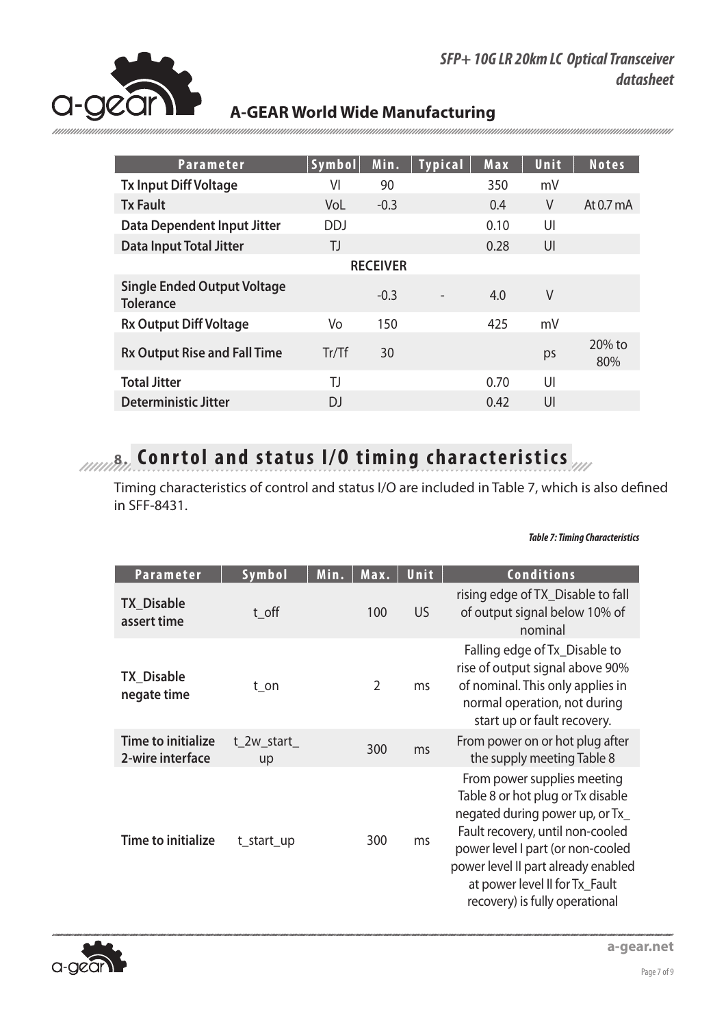| Parameter | Symbol | Min. | Typical | Max | Unit | Notes |
|---|---|---|---|---|---|---|
| **Tx Input Diff Voltage** | VI | 90 | | 350 | mV | |
| **Tx Fault** | VoL | -0.3 | | 0.4 | V | At 0.7 mA |
| **Data Dependent Input Jitter** | DDJ | | | 0.10 | UI | |
| **Data Input Total Jitter** | TJ | | | 0.28 | UI | |
| | | **RECEIVER** | | | | |
| **Single Ended Output Voltage Tolerance** | | -0.3 | - | 4.0 | V | |
| **Rx Output Diff Voltage** | Vo | 150 | | 425 | mV | |
| **Rx Output Rise and Fall Time** | Tr/Tf | 30 | | | ps | 20% to 80% |
| **Total Jitter** | TJ | | | 0.70 | UI | |
| **Deterministic Jitter** | DJ | | | 0.42 | UI | |

## 8. Conrtol and status I/O timing characteristics

Timing characteristics of control and status I/O are included in Table 7, which is also defined in SFF-8431.

***Table 7: Timing Characteristics***

| Parameter | Symbol | Min. | Max. | Unit | Conditions |
|---|---|---|---|---|---|
| **TX_Disable assert time** | t_off | | 100 | US | rising edge of TX_Disable to fall of output signal below 10% of nominal |
| **TX_Disable negate time** | t_on | | 2 | ms | Falling edge of Tx_Disable to rise of output signal above 90% of nominal. This only applies in normal operation, not during start up or fault recovery. |
| **Time to initialize 2-wire interface** | t_2w_start_up | | 300 | ms | From power on or hot plug after the supply meeting Table 8 |
| **Time to initialize** | t_start_up | | 300 | ms | From power supplies meeting Table 8 or hot plug or Tx disable negated during power up, or Tx_Fault recovery, until non-cooled power level I part (or non-cooled power level II part already enabled at power level II for Tx_Fault recovery) is fully operational |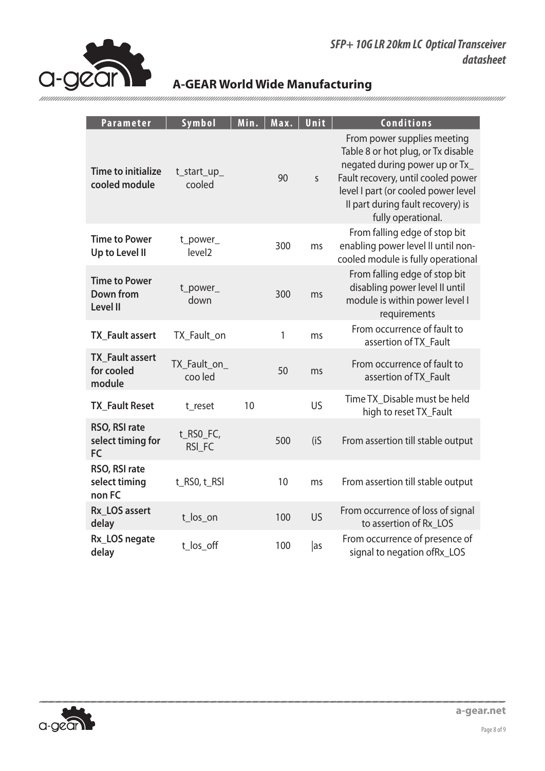| Parameter | Symbol | Min. | Max. | Unit | Conditions |
|---|---|---|---|---|---|
| **Time to initialize cooled module** | t_start_up_ cooled | | 90 | s | From power supplies meeting Table 8 or hot plug, or Tx disable negated during power up or Tx_ Fault recovery, until cooled power level I part (or cooled power level II part during fault recovery) is fully operational. |
| **Time to Power Up to Level II** | t_power_ level2 | | 300 | ms | From falling edge of stop bit enabling power level II until non-cooled module is fully operational |
| **Time to Power Down from Level II** | t_power_ down | | 300 | ms | From falling edge of stop bit disabling power level II until module is within power level I requirements |
| **TX_Fault assert** | TX_Fault_on | | 1 | ms | From occurrence of fault to assertion of TX_Fault |
| **TX_Fault assert for cooled module** | TX_Fault_on_ coo led | | 50 | ms | From occurrence of fault to assertion of TX_Fault |
| **TX_Fault Reset** | t_reset | 10 | | US | Time TX_Disable must be held high to reset TX_Fault |
| **RSO, RSI rate select timing for FC** | t_RS0_FC, RSI_FC | | 500 | (iS | From assertion till stable output |
| **RSO, RSI rate select timing non FC** | t_RS0, t_RSl | | 10 | ms | From assertion till stable output |
| **Rx_LOS assert delay** | t_los_on | | 100 | US | From occurrence of loss of signal to assertion of Rx_LOS |
| **Rx_LOS negate delay** | t_los_off | | 100 | \|as | From occurrence of presence of signal to negation ofRx_LOS |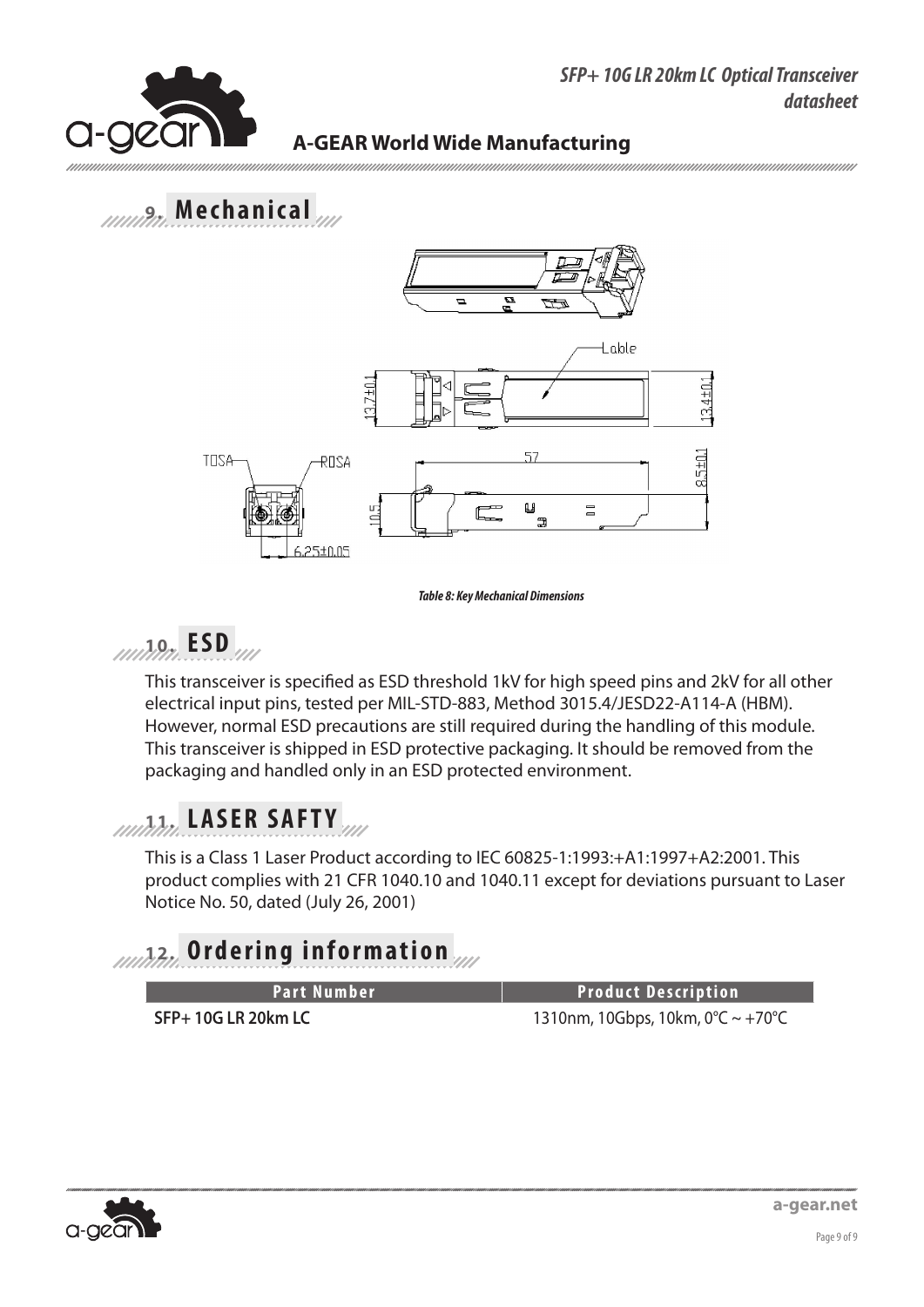## 9. Mechanical

Lable

13.7±0.1

13.4±0.1

TOSA

ROSA

57

8.5±0.1

10.5

6.25±0.05

*Table 8: Key Mechanical Dimensions*

## 10. ESD

This transceiver is specified as ESD threshold 1kV for high speed pins and 2kV for all other electrical input pins, tested per MIL-STD-883, Method 3015.4/JESD22-A114-A (HBM). However, normal ESD precautions are still required during the handling of this module. This transceiver is shipped in ESD protective packaging. It should be removed from the packaging and handled only in an ESD protected environment.

## 11. LASER SAFTY

This is a Class 1 Laser Product according to IEC 60825-1:1993:+A1:1997+A2:2001. This product complies with 21 CFR 1040.10 and 1040.11 except for deviations pursuant to Laser Notice No. 50, dated (July 26, 2001)

## 12. Ordering information

| Part Number | Product Description |
| --- | --- |
| **SFP+ 10G LR 20km LC** | 1310nm, 10Gbps, 10km, 0°C ~ +70°C |